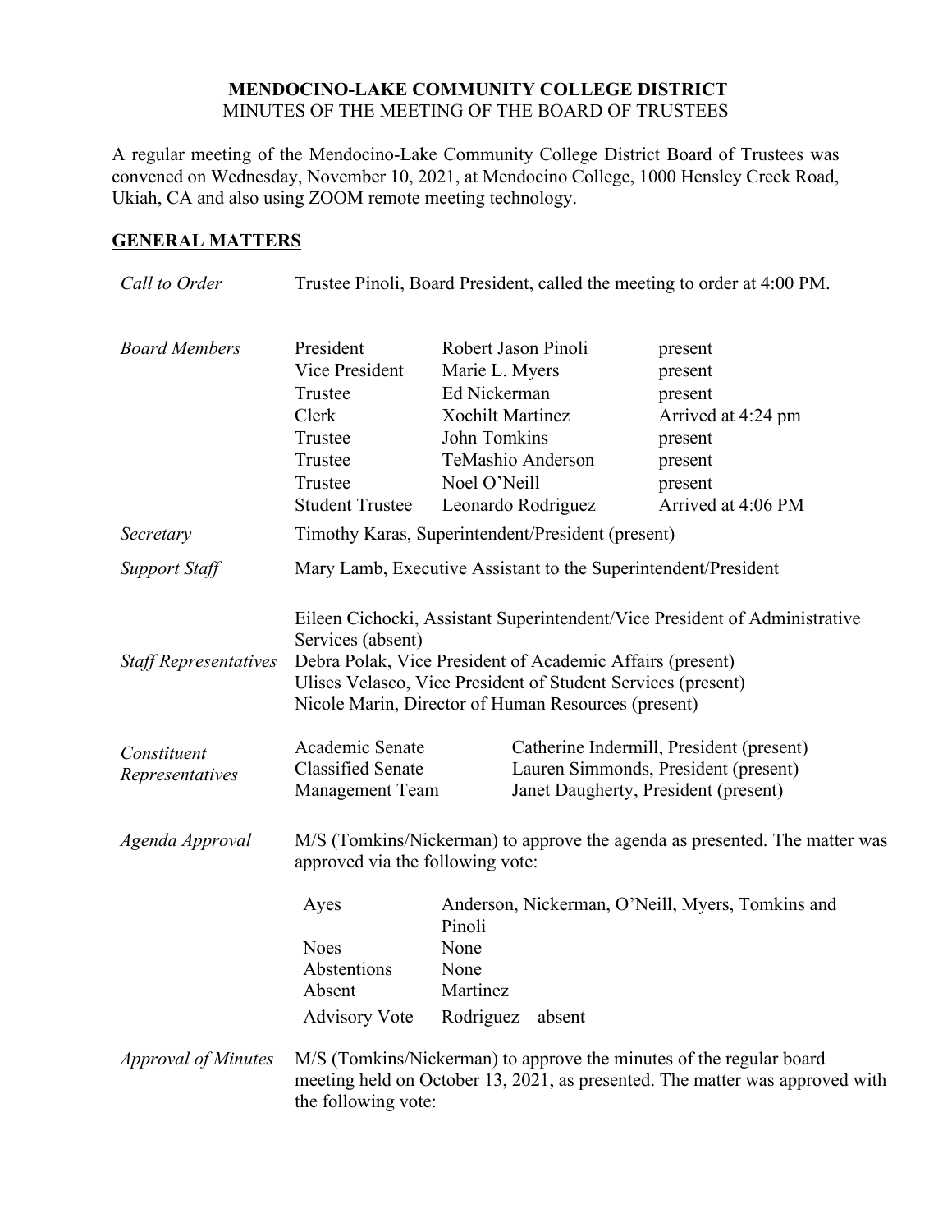# MENDOCINO-LAKE COMMUNITY COLLEGE DISTRICT

MINUTES OF THE MEETING OF THE BOARD OF TRUSTEES

A regular meeting of the Mendocino-Lake Community College District Board of Trustees was convened on Wednesday, November 10, 2021, at Mendocino College, 1000 Hensley Creek Road, Ukiah, CA and also using ZOOM remote meeting technology.

## GENERAL MATTERS

*Call to Order*

Trustee Pinoli, Board President, called the meeting to order at 4:00 PM.

*Board Members*

| | | |
|---|---|---|
| President | Robert Jason Pinoli | present |
| Vice President | Marie L. Myers | present |
| Trustee | Ed Nickerman | present |
| Clerk | Xochilt Martinez | Arrived at 4:24 pm |
| Trustee | John Tomkins | present |
| Trustee | TeMashio Anderson | present |
| Trustee | Noel O'Neill | present |
| Student Trustee | Leonardo Rodriguez | Arrived at 4:06 PM |

*Secretary*

Timothy Karas, Superintendent/President (present)

*Support Staff*

Mary Lamb, Executive Assistant to the Superintendent/President

*Staff Representatives*

Eileen Cichocki, Assistant Superintendent/Vice President of Administrative Services (absent)
Debra Polak, Vice President of Academic Affairs (present)
Ulises Velasco, Vice President of Student Services (present)
Nicole Marin, Director of Human Resources (present)

*Constituent Representatives*

| | |
|---|---|
| Academic Senate | Catherine Indermill, President (present) |
| Classified Senate | Lauren Simmonds, President (present) |
| Management Team | Janet Daugherty, President (present) |

*Agenda Approval*

M/S (Tomkins/Nickerman) to approve the agenda as presented. The matter was approved via the following vote:

| | |
|---|---|
| Ayes | Anderson, Nickerman, O'Neill, Myers, Tomkins and Pinoli |
| Noes | None |
| Abstentions | None |
| Absent | Martinez |
| Advisory Vote | Rodriguez – absent |

*Approval of Minutes*

M/S (Tomkins/Nickerman) to approve the minutes of the regular board meeting held on October 13, 2021, as presented. The matter was approved with the following vote: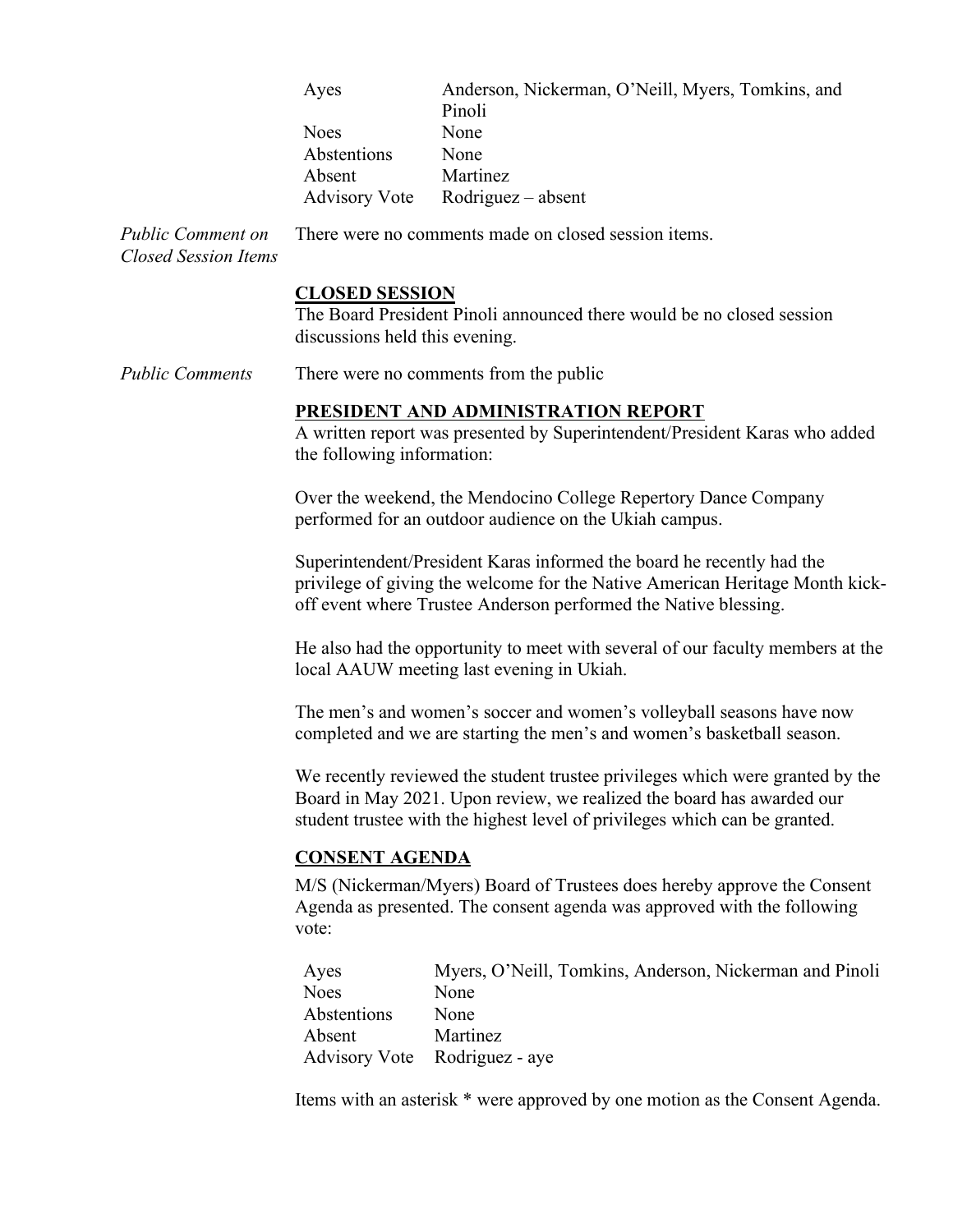| | |
|---|---|
| Ayes | Anderson, Nickerman, O'Neill, Myers, Tomkins, and Pinoli |
| Noes | None |
| Abstentions | None |
| Absent | Martinez |
| Advisory Vote | Rodriguez – absent |

*Public Comment on Closed Session Items*

There were no comments made on closed session items.

**CLOSED SESSION**

The Board President Pinoli announced there would be no closed session discussions held this evening.

*Public Comments*

There were no comments from the public

**PRESIDENT AND ADMINISTRATION REPORT**

A written report was presented by Superintendent/President Karas who added the following information:

Over the weekend, the Mendocino College Repertory Dance Company performed for an outdoor audience on the Ukiah campus.

Superintendent/President Karas informed the board he recently had the privilege of giving the welcome for the Native American Heritage Month kick-off event where Trustee Anderson performed the Native blessing.

He also had the opportunity to meet with several of our faculty members at the local AAUW meeting last evening in Ukiah.

The men's and women's soccer and women's volleyball seasons have now completed and we are starting the men's and women's basketball season.

We recently reviewed the student trustee privileges which were granted by the Board in May 2021. Upon review, we realized the board has awarded our student trustee with the highest level of privileges which can be granted.

**CONSENT AGENDA**

M/S (Nickerman/Myers) Board of Trustees does hereby approve the Consent Agenda as presented. The consent agenda was approved with the following vote:

| | |
|---|---|
| Ayes | Myers, O'Neill, Tomkins, Anderson, Nickerman and Pinoli |
| Noes | None |
| Abstentions | None |
| Absent | Martinez |
| Advisory Vote | Rodriguez - aye |

Items with an asterisk * were approved by one motion as the Consent Agenda.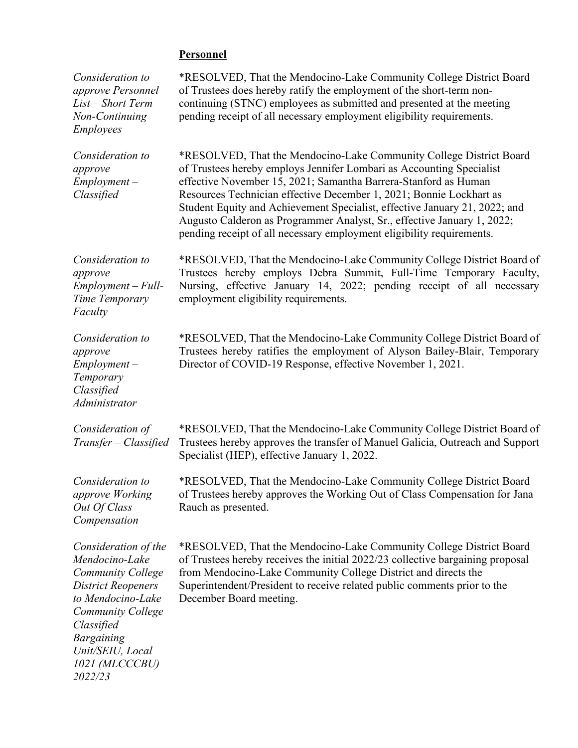**Personnel**

*Consideration to approve Personnel List – Short Term Non-Continuing Employees*

*RESOLVED, That the Mendocino-Lake Community College District Board of Trustees does hereby ratify the employment of the short-term non-continuing (STNC) employees as submitted and presented at the meeting pending receipt of all necessary employment eligibility requirements.

*Consideration to approve Employment – Classified*

*RESOLVED, That the Mendocino-Lake Community College District Board of Trustees hereby employs Jennifer Lombari as Accounting Specialist effective November 15, 2021; Samantha Barrera-Stanford as Human Resources Technician effective December 1, 2021; Bonnie Lockhart as Student Equity and Achievement Specialist, effective January 21, 2022; and Augusto Calderon as Programmer Analyst, Sr., effective January 1, 2022; pending receipt of all necessary employment eligibility requirements.

*Consideration to approve Employment – Full-Time Temporary Faculty*

*RESOLVED, That the Mendocino-Lake Community College District Board of Trustees hereby employs Debra Summit, Full-Time Temporary Faculty, Nursing, effective January 14, 2022; pending receipt of all necessary employment eligibility requirements.

*Consideration to approve Employment – Temporary Classified Administrator*

*RESOLVED, That the Mendocino-Lake Community College District Board of Trustees hereby ratifies the employment of Alyson Bailey-Blair, Temporary Director of COVID-19 Response, effective November 1, 2021.

*Consideration of Transfer – Classified*

*RESOLVED, That the Mendocino-Lake Community College District Board of Trustees hereby approves the transfer of Manuel Galicia, Outreach and Support Specialist (HEP), effective January 1, 2022.

*Consideration to approve Working Out Of Class Compensation*

*RESOLVED, That the Mendocino-Lake Community College District Board of Trustees hereby approves the Working Out of Class Compensation for Jana Rauch as presented.

*Consideration of the Mendocino-Lake Community College District Reopeners to Mendocino-Lake Community College Classified Bargaining Unit/SEIU, Local 1021 (MLCCCBU) 2022/23*

*RESOLVED, That the Mendocino-Lake Community College District Board of Trustees hereby receives the initial 2022/23 collective bargaining proposal from Mendocino-Lake Community College District and directs the Superintendent/President to receive related public comments prior to the December Board meeting.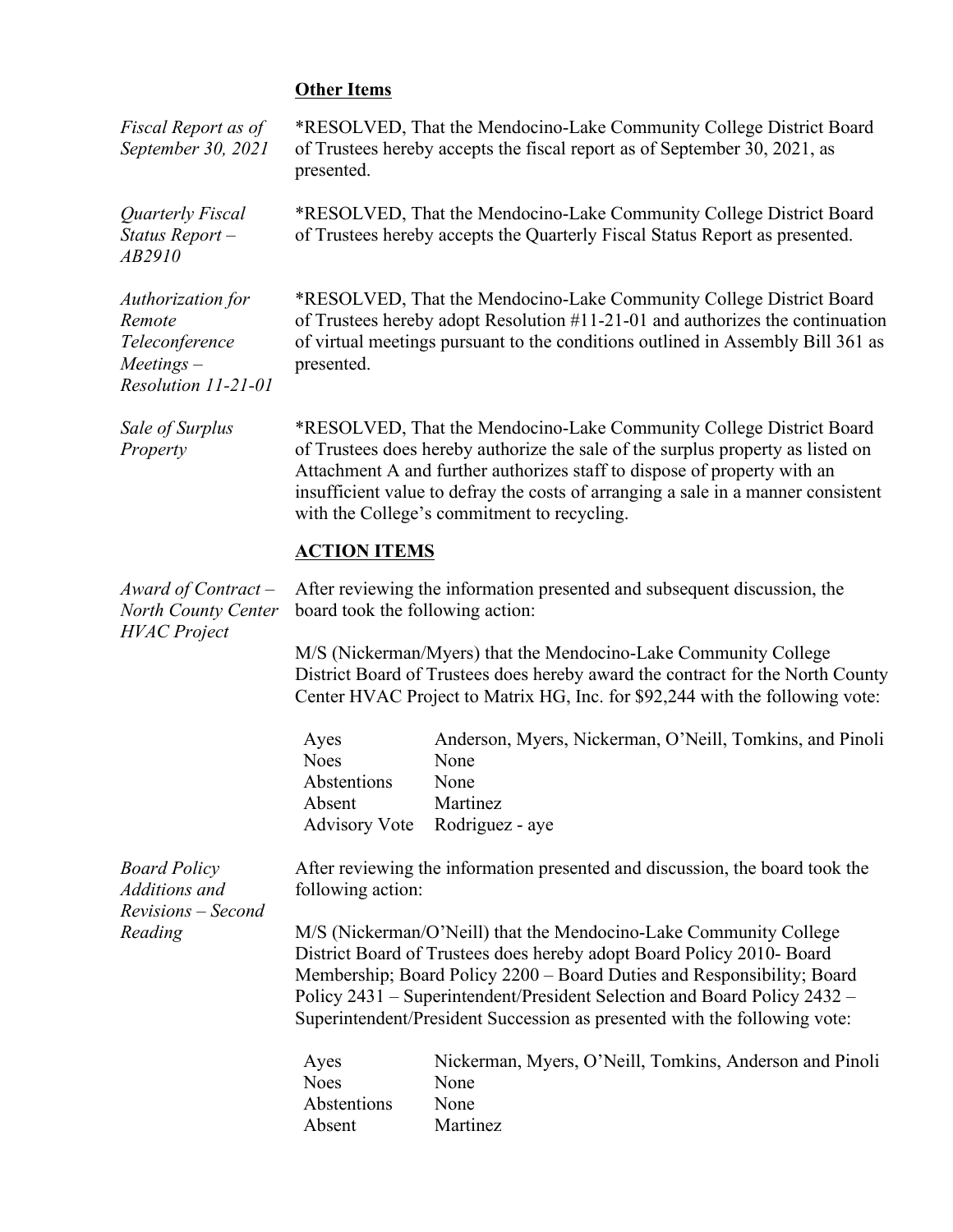**Other Items**

*Fiscal Report as of September 30, 2021*

*RESOLVED, That the Mendocino-Lake Community College District Board of Trustees hereby accepts the fiscal report as of September 30, 2021, as presented.

*Quarterly Fiscal Status Report – AB2910*

*RESOLVED, That the Mendocino-Lake Community College District Board of Trustees hereby accepts the Quarterly Fiscal Status Report as presented.

*Authorization for Remote Teleconference Meetings – Resolution 11-21-01*

*RESOLVED, That the Mendocino-Lake Community College District Board of Trustees hereby adopt Resolution #11-21-01 and authorizes the continuation of virtual meetings pursuant to the conditions outlined in Assembly Bill 361 as presented.

*Sale of Surplus Property*

*RESOLVED, That the Mendocino-Lake Community College District Board of Trustees does hereby authorize the sale of the surplus property as listed on Attachment A and further authorizes staff to dispose of property with an insufficient value to defray the costs of arranging a sale in a manner consistent with the College's commitment to recycling.

**ACTION ITEMS**

*Award of Contract – North County Center HVAC Project*

After reviewing the information presented and subsequent discussion, the board took the following action:

M/S (Nickerman/Myers) that the Mendocino-Lake Community College District Board of Trustees does hereby award the contract for the North County Center HVAC Project to Matrix HG, Inc. for $92,244 with the following vote:

| | |
|---|---|
| Ayes | Anderson, Myers, Nickerman, O'Neill, Tomkins, and Pinoli |
| Noes | None |
| Abstentions | None |
| Absent | Martinez |
| Advisory Vote | Rodriguez - aye |

*Board Policy Additions and Revisions – Second Reading*

After reviewing the information presented and discussion, the board took the following action:

M/S (Nickerman/O'Neill) that the Mendocino-Lake Community College District Board of Trustees does hereby adopt Board Policy 2010- Board Membership; Board Policy 2200 – Board Duties and Responsibility; Board Policy 2431 – Superintendent/President Selection and Board Policy 2432 – Superintendent/President Succession as presented with the following vote:

| | |
|---|---|
| Ayes | Nickerman, Myers, O'Neill, Tomkins, Anderson and Pinoli |
| Noes | None |
| Abstentions | None |
| Absent | Martinez |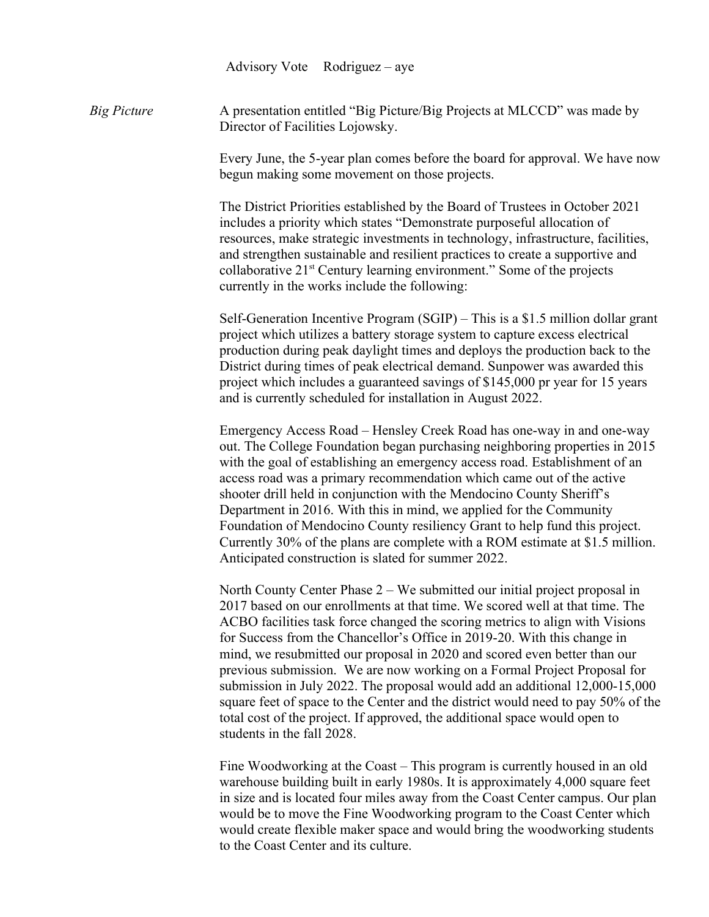Advisory Vote Rodriguez – aye

*Big Picture*

A presentation entitled "Big Picture/Big Projects at MLCCD" was made by Director of Facilities Lojowsky.

Every June, the 5-year plan comes before the board for approval. We have now begun making some movement on those projects.

The District Priorities established by the Board of Trustees in October 2021 includes a priority which states "Demonstrate purposeful allocation of resources, make strategic investments in technology, infrastructure, facilities, and strengthen sustainable and resilient practices to create a supportive and collaborative 21st Century learning environment." Some of the projects currently in the works include the following:

Self-Generation Incentive Program (SGIP) – This is a $1.5 million dollar grant project which utilizes a battery storage system to capture excess electrical production during peak daylight times and deploys the production back to the District during times of peak electrical demand. Sunpower was awarded this project which includes a guaranteed savings of $145,000 pr year for 15 years and is currently scheduled for installation in August 2022.

Emergency Access Road – Hensley Creek Road has one-way in and one-way out. The College Foundation began purchasing neighboring properties in 2015 with the goal of establishing an emergency access road. Establishment of an access road was a primary recommendation which came out of the active shooter drill held in conjunction with the Mendocino County Sheriff's Department in 2016. With this in mind, we applied for the Community Foundation of Mendocino County resiliency Grant to help fund this project. Currently 30% of the plans are complete with a ROM estimate at $1.5 million. Anticipated construction is slated for summer 2022.

North County Center Phase 2 – We submitted our initial project proposal in 2017 based on our enrollments at that time. We scored well at that time. The ACBO facilities task force changed the scoring metrics to align with Visions for Success from the Chancellor's Office in 2019-20. With this change in mind, we resubmitted our proposal in 2020 and scored even better than our previous submission. We are now working on a Formal Project Proposal for submission in July 2022. The proposal would add an additional 12,000-15,000 square feet of space to the Center and the district would need to pay 50% of the total cost of the project. If approved, the additional space would open to students in the fall 2028.

Fine Woodworking at the Coast – This program is currently housed in an old warehouse building built in early 1980s. It is approximately 4,000 square feet in size and is located four miles away from the Coast Center campus. Our plan would be to move the Fine Woodworking program to the Coast Center which would create flexible maker space and would bring the woodworking students to the Coast Center and its culture.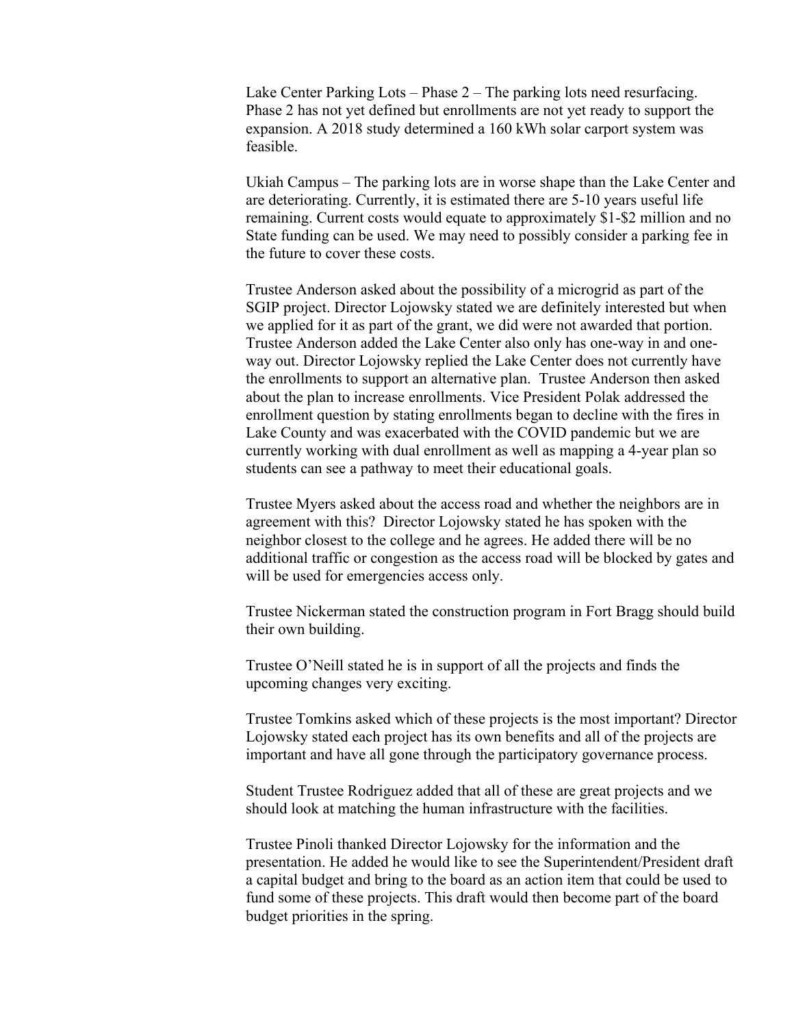Lake Center Parking Lots – Phase 2 – The parking lots need resurfacing. Phase 2 has not yet defined but enrollments are not yet ready to support the expansion. A 2018 study determined a 160 kWh solar carport system was feasible.

Ukiah Campus – The parking lots are in worse shape than the Lake Center and are deteriorating. Currently, it is estimated there are 5-10 years useful life remaining. Current costs would equate to approximately $1-$2 million and no State funding can be used. We may need to possibly consider a parking fee in the future to cover these costs.

Trustee Anderson asked about the possibility of a microgrid as part of the SGIP project. Director Lojowsky stated we are definitely interested but when we applied for it as part of the grant, we did were not awarded that portion. Trustee Anderson added the Lake Center also only has one-way in and one-way out. Director Lojowsky replied the Lake Center does not currently have the enrollments to support an alternative plan. Trustee Anderson then asked about the plan to increase enrollments. Vice President Polak addressed the enrollment question by stating enrollments began to decline with the fires in Lake County and was exacerbated with the COVID pandemic but we are currently working with dual enrollment as well as mapping a 4-year plan so students can see a pathway to meet their educational goals.

Trustee Myers asked about the access road and whether the neighbors are in agreement with this? Director Lojowsky stated he has spoken with the neighbor closest to the college and he agrees. He added there will be no additional traffic or congestion as the access road will be blocked by gates and will be used for emergencies access only.

Trustee Nickerman stated the construction program in Fort Bragg should build their own building.

Trustee O'Neill stated he is in support of all the projects and finds the upcoming changes very exciting.

Trustee Tomkins asked which of these projects is the most important? Director Lojowsky stated each project has its own benefits and all of the projects are important and have all gone through the participatory governance process.

Student Trustee Rodriguez added that all of these are great projects and we should look at matching the human infrastructure with the facilities.

Trustee Pinoli thanked Director Lojowsky for the information and the presentation. He added he would like to see the Superintendent/President draft a capital budget and bring to the board as an action item that could be used to fund some of these projects. This draft would then become part of the board budget priorities in the spring.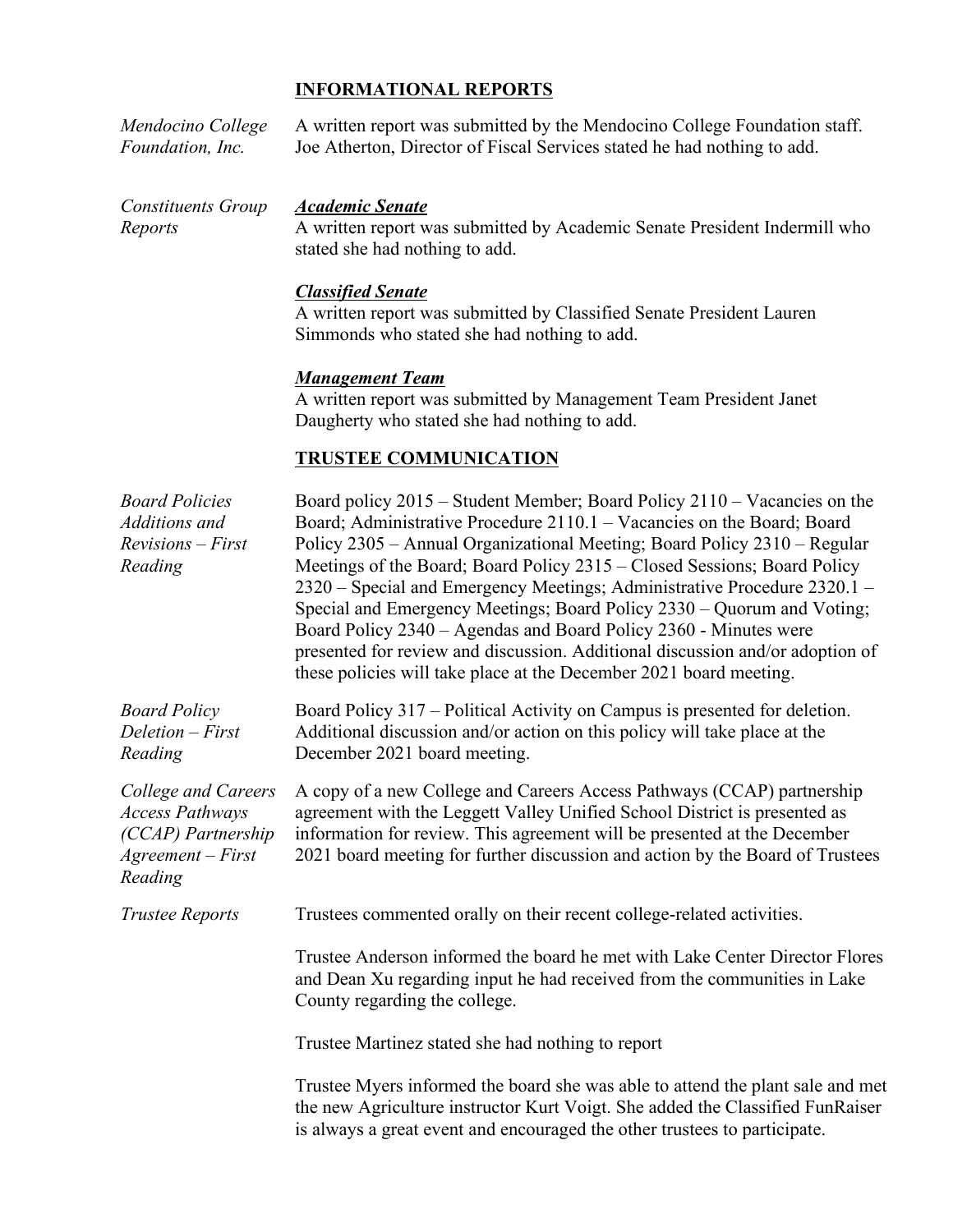## INFORMATIONAL REPORTS

*Mendocino College Foundation, Inc.*

A written report was submitted by the Mendocino College Foundation staff. Joe Atherton, Director of Fiscal Services stated he had nothing to add.

*Constituents Group Reports*

***Academic Senate***

A written report was submitted by Academic Senate President Indermill who stated she had nothing to add.

***Classified Senate***

A written report was submitted by Classified Senate President Lauren Simmonds who stated she had nothing to add.

***Management Team***

A written report was submitted by Management Team President Janet Daugherty who stated she had nothing to add.

## TRUSTEE COMMUNICATION

*Board Policies Additions and Revisions – First Reading*

Board policy 2015 – Student Member; Board Policy 2110 – Vacancies on the Board; Administrative Procedure 2110.1 – Vacancies on the Board; Board Policy 2305 – Annual Organizational Meeting; Board Policy 2310 – Regular Meetings of the Board; Board Policy 2315 – Closed Sessions; Board Policy 2320 – Special and Emergency Meetings; Administrative Procedure 2320.1 – Special and Emergency Meetings; Board Policy 2330 – Quorum and Voting; Board Policy 2340 – Agendas and Board Policy 2360 - Minutes were presented for review and discussion. Additional discussion and/or adoption of these policies will take place at the December 2021 board meeting.

*Board Policy Deletion – First Reading*

Board Policy 317 – Political Activity on Campus is presented for deletion. Additional discussion and/or action on this policy will take place at the December 2021 board meeting.

*College and Careers Access Pathways (CCAP) Partnership Agreement – First Reading*

A copy of a new College and Careers Access Pathways (CCAP) partnership agreement with the Leggett Valley Unified School District is presented as information for review. This agreement will be presented at the December 2021 board meeting for further discussion and action by the Board of Trustees

*Trustee Reports*

Trustees commented orally on their recent college-related activities.

Trustee Anderson informed the board he met with Lake Center Director Flores and Dean Xu regarding input he had received from the communities in Lake County regarding the college.

Trustee Martinez stated she had nothing to report

Trustee Myers informed the board she was able to attend the plant sale and met the new Agriculture instructor Kurt Voigt. She added the Classified FunRaiser is always a great event and encouraged the other trustees to participate.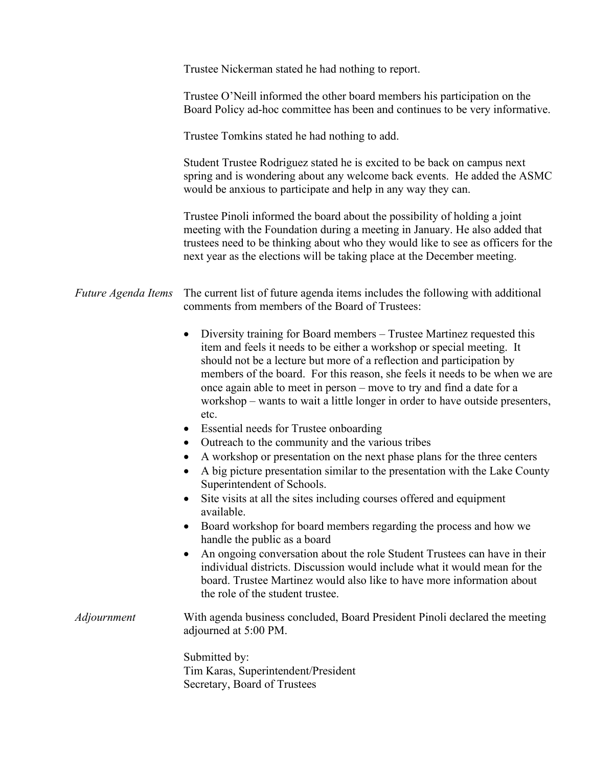Trustee Nickerman stated he had nothing to report.

Trustee O'Neill informed the other board members his participation on the Board Policy ad-hoc committee has been and continues to be very informative.

Trustee Tomkins stated he had nothing to add.

Student Trustee Rodriguez stated he is excited to be back on campus next spring and is wondering about any welcome back events. He added the ASMC would be anxious to participate and help in any way they can.

Trustee Pinoli informed the board about the possibility of holding a joint meeting with the Foundation during a meeting in January. He also added that trustees need to be thinking about who they would like to see as officers for the next year as the elections will be taking place at the December meeting.

*Future Agenda Items*

The current list of future agenda items includes the following with additional comments from members of the Board of Trustees:

- Diversity training for Board members – Trustee Martinez requested this item and feels it needs to be either a workshop or special meeting. It should not be a lecture but more of a reflection and participation by members of the board. For this reason, she feels it needs to be when we are once again able to meet in person – move to try and find a date for a workshop – wants to wait a little longer in order to have outside presenters, etc.
- Essential needs for Trustee onboarding
- Outreach to the community and the various tribes
- A workshop or presentation on the next phase plans for the three centers
- A big picture presentation similar to the presentation with the Lake County Superintendent of Schools.
- Site visits at all the sites including courses offered and equipment available.
- Board workshop for board members regarding the process and how we handle the public as a board
- An ongoing conversation about the role Student Trustees can have in their individual districts. Discussion would include what it would mean for the board. Trustee Martinez would also like to have more information about the role of the student trustee.

*Adjournment*

With agenda business concluded, Board President Pinoli declared the meeting adjourned at 5:00 PM.

Submitted by:
Tim Karas, Superintendent/President
Secretary, Board of Trustees